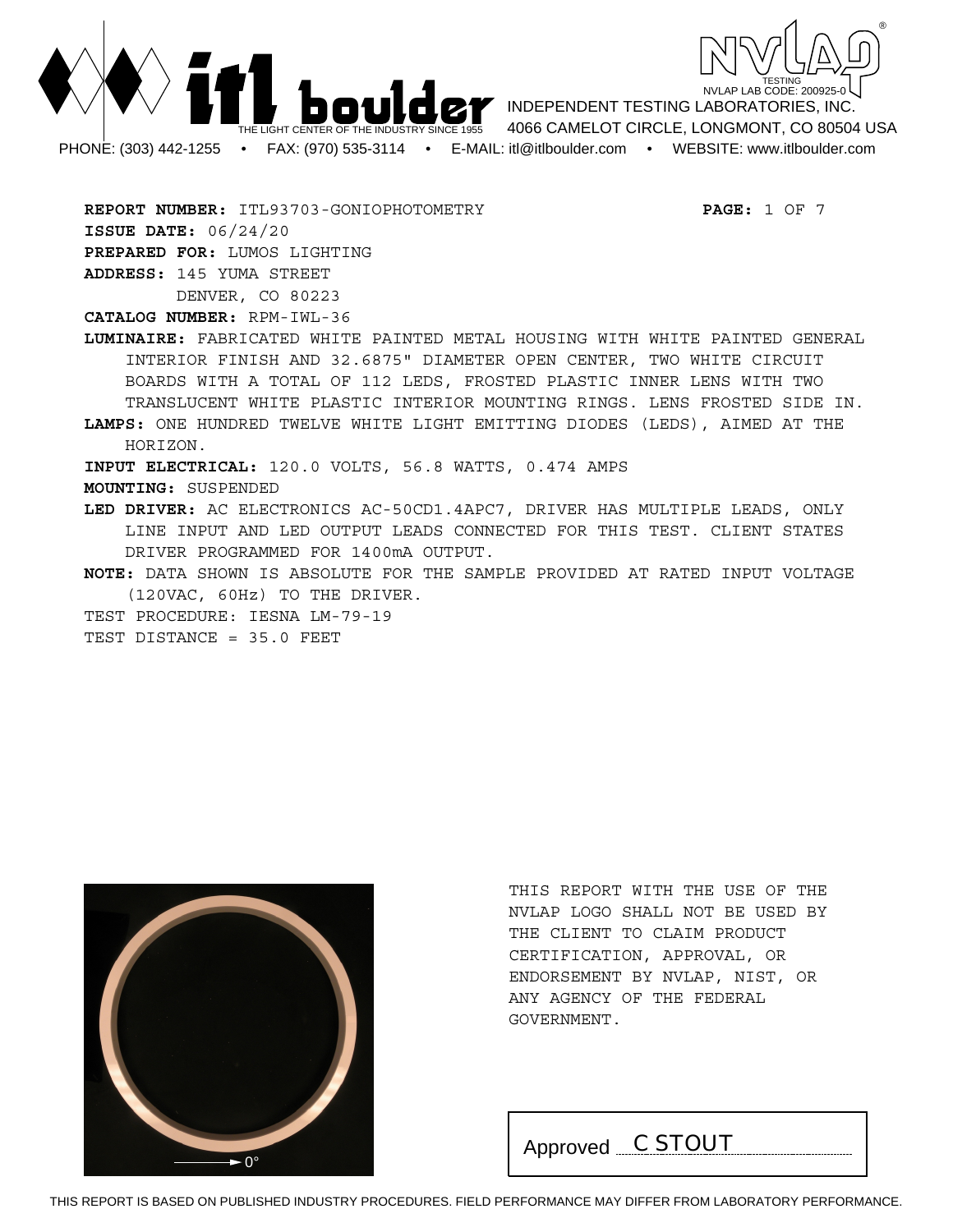ITL BOULDER — THE LIGHT CENTER OF THE INDUSTRY SINCE 1955

INDEPENDENT TESTING LABORATORIES, INC.
4066 CAMELOT CIRCLE, LONGMONT, CO 80504 USA

NVLAP TESTING — NVLAP LAB CODE: 200925-0

PHONE: (303) 442-1255 • FAX: (970) 535-3114 • E-MAIL: itl@itlboulder.com • WEBSITE: www.itlboulder.com

**REPORT NUMBER:** ITL93703-GONIOPHOTOMETRY

**ISSUE DATE:** 06/24/20

**PREPARED FOR:** LUMOS LIGHTING

**ADDRESS:** 145 YUMA STREET
DENVER, CO 80223

**CATALOG NUMBER:** RPM-IWL-36

**LUMINAIRE:** FABRICATED WHITE PAINTED METAL HOUSING WITH WHITE PAINTED GENERAL INTERIOR FINISH AND 32.6875" DIAMETER OPEN CENTER, TWO WHITE CIRCUIT BOARDS WITH A TOTAL OF 112 LEDS, FROSTED PLASTIC INNER LENS WITH TWO TRANSLUCENT WHITE PLASTIC INTERIOR MOUNTING RINGS. LENS FROSTED SIDE IN.

**LAMPS:** ONE HUNDRED TWELVE WHITE LIGHT EMITTING DIODES (LEDS), AIMED AT THE HORIZON.

**INPUT ELECTRICAL:** 120.0 VOLTS, 56.8 WATTS, 0.474 AMPS

**MOUNTING:** SUSPENDED

**LED DRIVER:** AC ELECTRONICS AC-50CD1.4APC7, DRIVER HAS MULTIPLE LEADS, ONLY LINE INPUT AND LED OUTPUT LEADS CONNECTED FOR THIS TEST. CLIENT STATES DRIVER PROGRAMMED FOR 1400mA OUTPUT.

**NOTE:** DATA SHOWN IS ABSOLUTE FOR THE SAMPLE PROVIDED AT RATED INPUT VOLTAGE (120VAC, 60Hz) TO THE DRIVER.

TEST PROCEDURE: IESNA LM-79-19

TEST DISTANCE = 35.0 FEET

0°

THIS REPORT WITH THE USE OF THE NVLAP LOGO SHALL NOT BE USED BY THE CLIENT TO CLAIM PRODUCT CERTIFICATION, APPROVAL, OR ENDORSEMENT BY NVLAP, NIST, OR ANY AGENCY OF THE FEDERAL GOVERNMENT.

Approved C STOUT

THIS REPORT IS BASED ON PUBLISHED INDUSTRY PROCEDURES. FIELD PERFORMANCE MAY DIFFER FROM LABORATORY PERFORMANCE.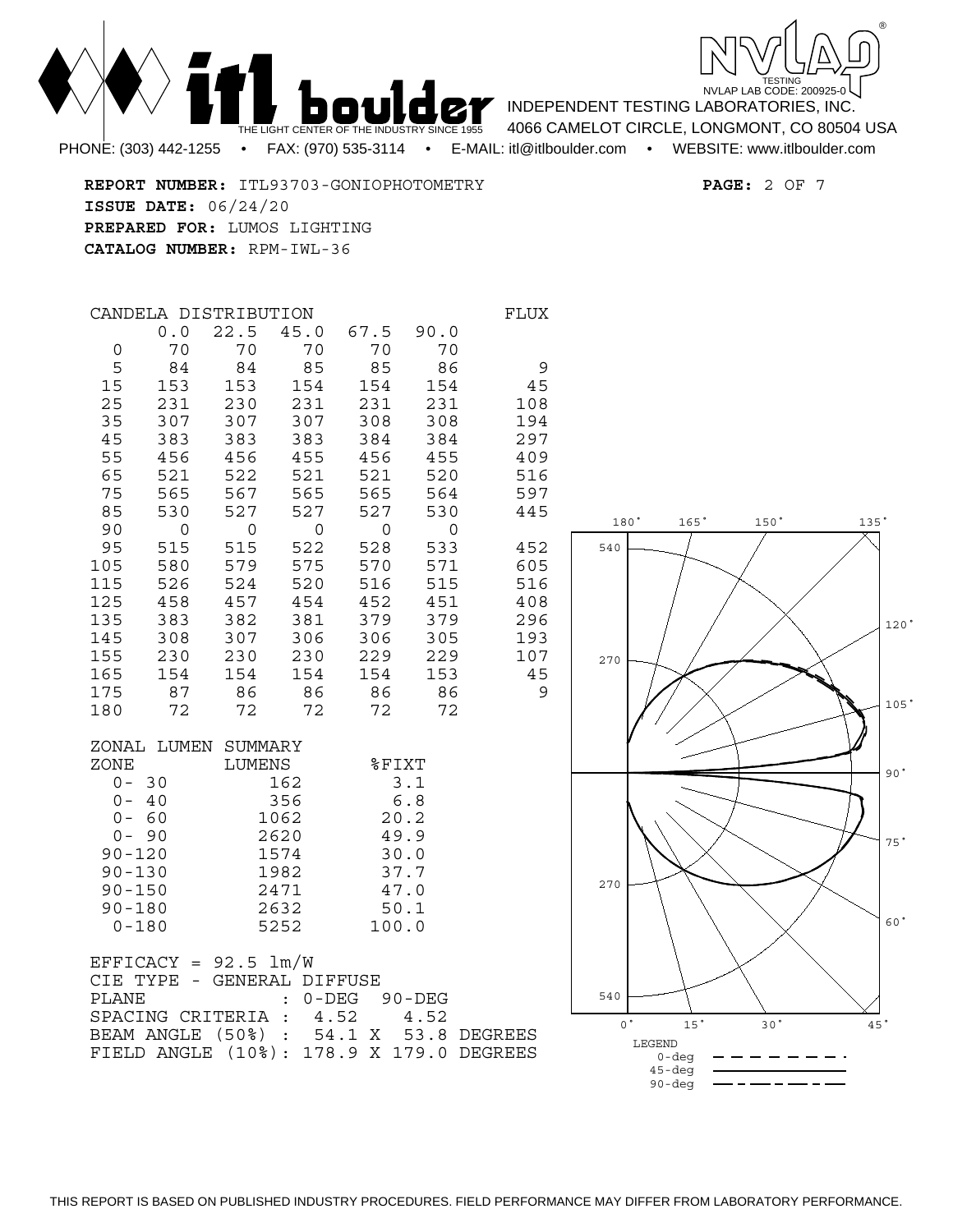**REPORT NUMBER:** ITL93703-GONIOPHOTOMETRY

**ISSUE DATE:** 06/24/20

**PREPARED FOR:** LUMOS LIGHTING

**CATALOG NUMBER:** RPM-IWL-36

CANDELA DISTRIBUTION

| | 0.0 | 22.5 | 45.0 | 67.5 | 90.0 | FLUX |
|---|---|---|---|---|---|---|
| 0 | 70 | 70 | 70 | 70 | 70 | |
| 5 | 84 | 84 | 85 | 85 | 86 | 9 |
| 15 | 153 | 153 | 154 | 154 | 154 | 45 |
| 25 | 231 | 230 | 231 | 231 | 231 | 108 |
| 35 | 307 | 307 | 307 | 308 | 308 | 194 |
| 45 | 383 | 383 | 383 | 384 | 384 | 297 |
| 55 | 456 | 456 | 455 | 456 | 455 | 409 |
| 65 | 521 | 522 | 521 | 521 | 520 | 516 |
| 75 | 565 | 567 | 565 | 565 | 564 | 597 |
| 85 | 530 | 527 | 527 | 527 | 530 | 445 |
| 90 | 0 | 0 | 0 | 0 | 0 | |
| 95 | 515 | 515 | 522 | 528 | 533 | 452 |
| 105 | 580 | 579 | 575 | 570 | 571 | 605 |
| 115 | 526 | 524 | 520 | 516 | 515 | 516 |
| 125 | 458 | 457 | 454 | 452 | 451 | 408 |
| 135 | 383 | 382 | 381 | 379 | 379 | 296 |
| 145 | 308 | 307 | 306 | 306 | 305 | 193 |
| 155 | 230 | 230 | 230 | 229 | 229 | 107 |
| 165 | 154 | 154 | 154 | 154 | 153 | 45 |
| 175 | 87 | 86 | 86 | 86 | 86 | 9 |
| 180 | 72 | 72 | 72 | 72 | 72 | |

ZONAL LUMEN SUMMARY

| ZONE | LUMENS | %FIXT |
|---|---|---|
| 0- 30 | 162 | 3.1 |
| 0- 40 | 356 | 6.8 |
| 0- 60 | 1062 | 20.2 |
| 0- 90 | 2620 | 49.9 |
| 90-120 | 1574 | 30.0 |
| 90-130 | 1982 | 37.7 |
| 90-150 | 2471 | 47.0 |
| 90-180 | 2632 | 50.1 |
| 0-180 | 5252 | 100.0 |

EFFICACY = 92.5 lm/W

CIE TYPE - GENERAL DIFFUSE

| PLANE | 0-DEG | 90-DEG |
|---|---|---|
| SPACING CRITERIA | 4.52 | 4.52 |
| BEAM ANGLE (50%) | 54.1 X 53.8 DEGREES | |
| FIELD ANGLE (10%) | 178.9 X 179.0 DEGREES | |

LEGEND
0-deg
45-deg
90-deg

THIS REPORT IS BASED ON PUBLISHED INDUSTRY PROCEDURES. FIELD PERFORMANCE MAY DIFFER FROM LABORATORY PERFORMANCE.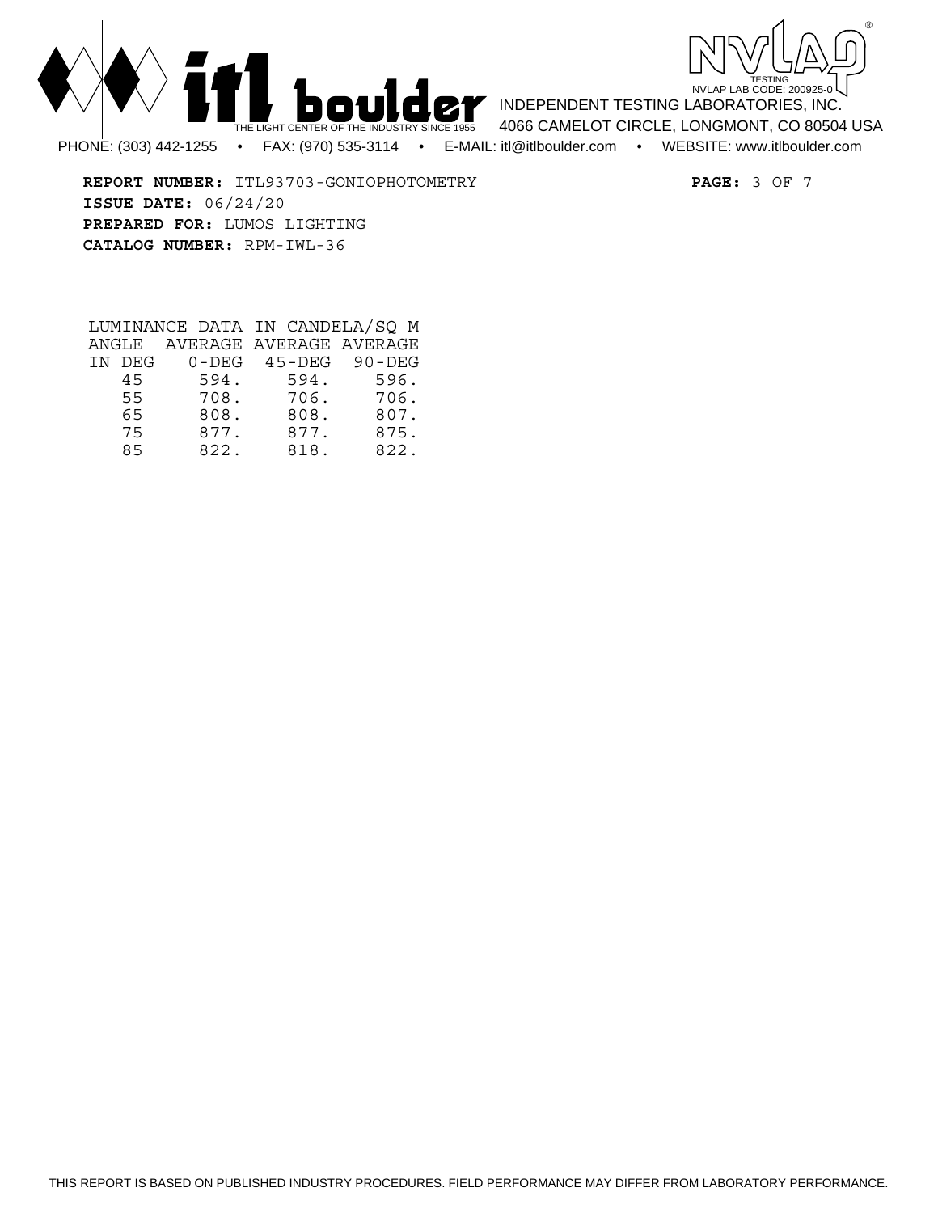**REPORT NUMBER:** ITL93703-GONIOPHOTOMETRY

**ISSUE DATE:** 06/24/20

**PREPARED FOR:** LUMOS LIGHTING

**CATALOG NUMBER:** RPM-IWL-36

LUMINANCE DATA IN CANDELA/SQ M

| ANGLE IN DEG | AVERAGE 0-DEG | AVERAGE 45-DEG | AVERAGE 90-DEG |
|---|---|---|---|
| 45 | 594. | 594. | 596. |
| 55 | 708. | 706. | 706. |
| 65 | 808. | 808. | 807. |
| 75 | 877. | 877. | 875. |
| 85 | 822. | 818. | 822. |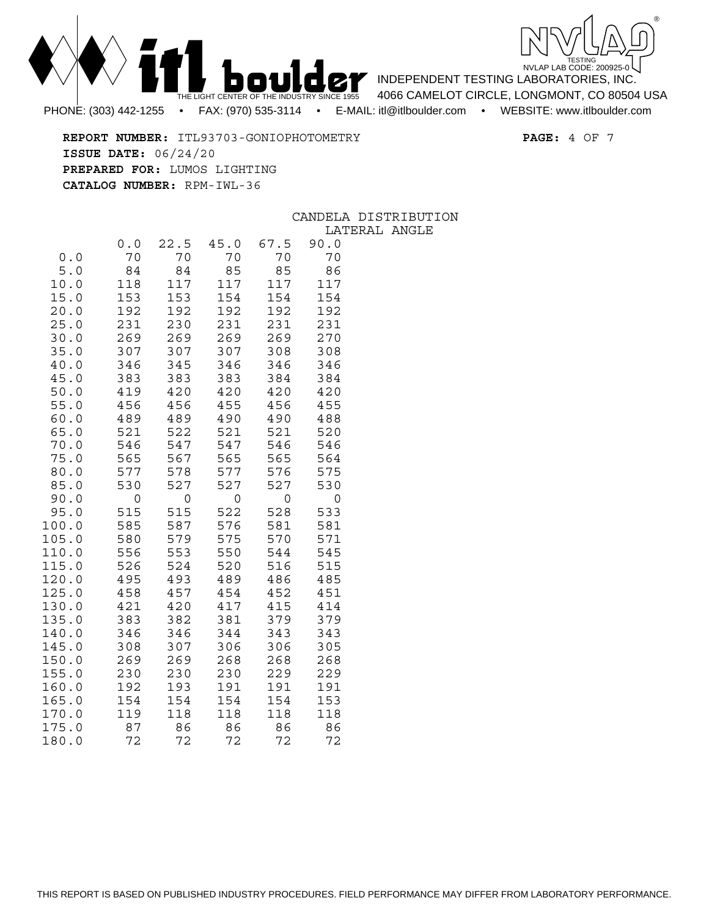**REPORT NUMBER:** ITL93703-GONIOPHOTOMETRY

**ISSUE DATE:** 06/24/20

**PREPARED FOR:** LUMOS LIGHTING

**CATALOG NUMBER:** RPM-IWL-36

## CANDELA DISTRIBUTION

| | LATERAL ANGLE | | | | |
|---|---|---|---|---|---|
| | 0.0 | 22.5 | 45.0 | 67.5 | 90.0 |
| 0.0 | 70 | 70 | 70 | 70 | 70 |
| 5.0 | 84 | 84 | 85 | 85 | 86 |
| 10.0 | 118 | 117 | 117 | 117 | 117 |
| 15.0 | 153 | 153 | 154 | 154 | 154 |
| 20.0 | 192 | 192 | 192 | 192 | 192 |
| 25.0 | 231 | 230 | 231 | 231 | 231 |
| 30.0 | 269 | 269 | 269 | 269 | 270 |
| 35.0 | 307 | 307 | 307 | 308 | 308 |
| 40.0 | 346 | 345 | 346 | 346 | 346 |
| 45.0 | 383 | 383 | 383 | 384 | 384 |
| 50.0 | 419 | 420 | 420 | 420 | 420 |
| 55.0 | 456 | 456 | 455 | 456 | 455 |
| 60.0 | 489 | 489 | 490 | 490 | 488 |
| 65.0 | 521 | 522 | 521 | 521 | 520 |
| 70.0 | 546 | 547 | 547 | 546 | 546 |
| 75.0 | 565 | 567 | 565 | 565 | 564 |
| 80.0 | 577 | 578 | 577 | 576 | 575 |
| 85.0 | 530 | 527 | 527 | 527 | 530 |
| 90.0 | 0 | 0 | 0 | 0 | 0 |
| 95.0 | 515 | 515 | 522 | 528 | 533 |
| 100.0 | 585 | 587 | 576 | 581 | 581 |
| 105.0 | 580 | 579 | 575 | 570 | 571 |
| 110.0 | 556 | 553 | 550 | 544 | 545 |
| 115.0 | 526 | 524 | 520 | 516 | 515 |
| 120.0 | 495 | 493 | 489 | 486 | 485 |
| 125.0 | 458 | 457 | 454 | 452 | 451 |
| 130.0 | 421 | 420 | 417 | 415 | 414 |
| 135.0 | 383 | 382 | 381 | 379 | 379 |
| 140.0 | 346 | 346 | 344 | 343 | 343 |
| 145.0 | 308 | 307 | 306 | 306 | 305 |
| 150.0 | 269 | 269 | 268 | 268 | 268 |
| 155.0 | 230 | 230 | 230 | 229 | 229 |
| 160.0 | 192 | 193 | 191 | 191 | 191 |
| 165.0 | 154 | 154 | 154 | 154 | 153 |
| 170.0 | 119 | 118 | 118 | 118 | 118 |
| 175.0 | 87 | 86 | 86 | 86 | 86 |
| 180.0 | 72 | 72 | 72 | 72 | 72 |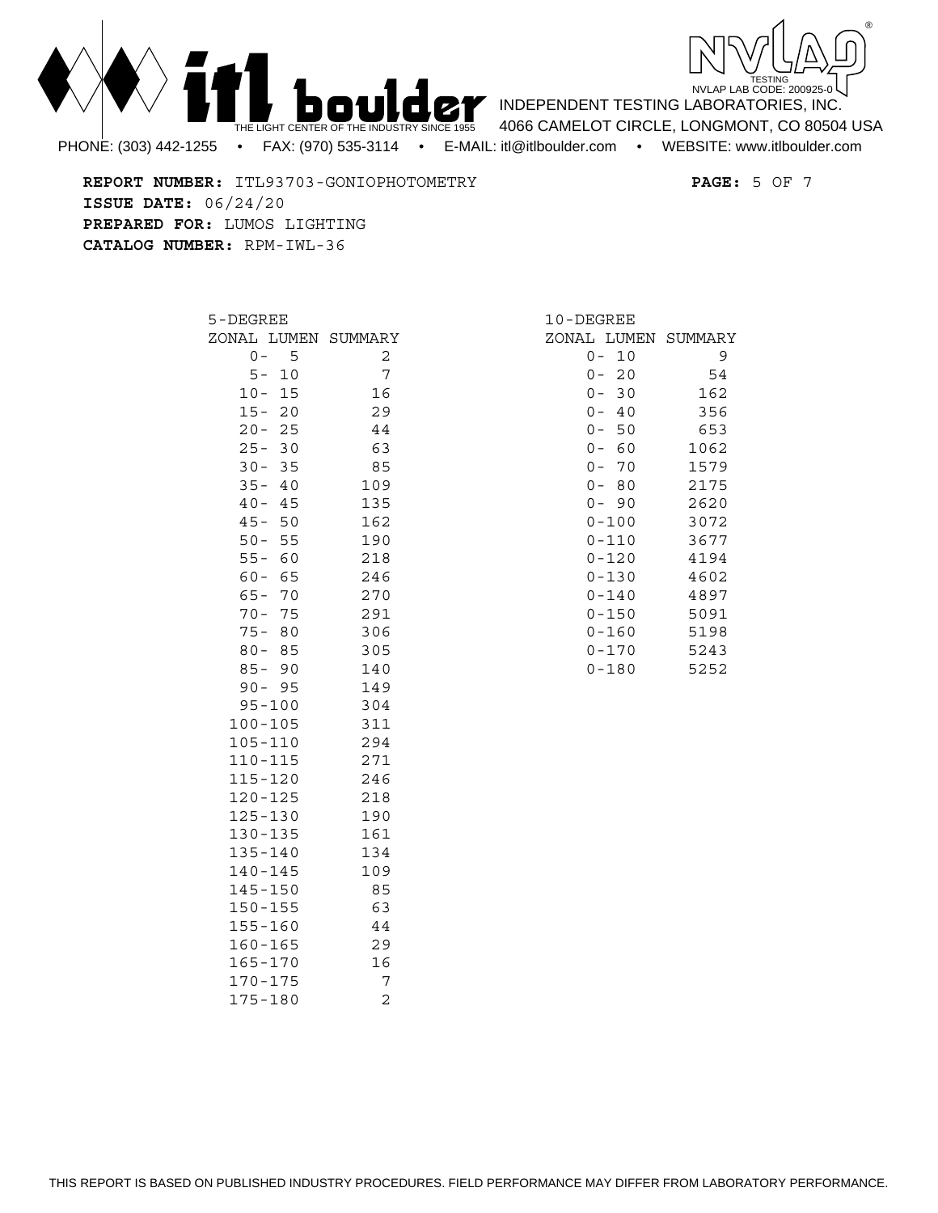**REPORT NUMBER:** ITL93703-GONIOPHOTOMETRY

**ISSUE DATE:** 06/24/20

**PREPARED FOR:** LUMOS LIGHTING

**CATALOG NUMBER:** RPM-IWL-36

## 5-DEGREE ZONAL LUMEN SUMMARY

| Zone | Lumens |
|---|---|
| 0- 5 | 2 |
| 5- 10 | 7 |
| 10- 15 | 16 |
| 15- 20 | 29 |
| 20- 25 | 44 |
| 25- 30 | 63 |
| 30- 35 | 85 |
| 35- 40 | 109 |
| 40- 45 | 135 |
| 45- 50 | 162 |
| 50- 55 | 190 |
| 55- 60 | 218 |
| 60- 65 | 246 |
| 65- 70 | 270 |
| 70- 75 | 291 |
| 75- 80 | 306 |
| 80- 85 | 305 |
| 85- 90 | 140 |
| 90- 95 | 149 |
| 95-100 | 304 |
| 100-105 | 311 |
| 105-110 | 294 |
| 110-115 | 271 |
| 115-120 | 246 |
| 120-125 | 218 |
| 125-130 | 190 |
| 130-135 | 161 |
| 135-140 | 134 |
| 140-145 | 109 |
| 145-150 | 85 |
| 150-155 | 63 |
| 155-160 | 44 |
| 160-165 | 29 |
| 165-170 | 16 |
| 170-175 | 7 |
| 175-180 | 2 |

## 10-DEGREE ZONAL LUMEN SUMMARY

| Zone | Lumens |
|---|---|
| 0- 10 | 9 |
| 0- 20 | 54 |
| 0- 30 | 162 |
| 0- 40 | 356 |
| 0- 50 | 653 |
| 0- 60 | 1062 |
| 0- 70 | 1579 |
| 0- 80 | 2175 |
| 0- 90 | 2620 |
| 0-100 | 3072 |
| 0-110 | 3677 |
| 0-120 | 4194 |
| 0-130 | 4602 |
| 0-140 | 4897 |
| 0-150 | 5091 |
| 0-160 | 5198 |
| 0-170 | 5243 |
| 0-180 | 5252 |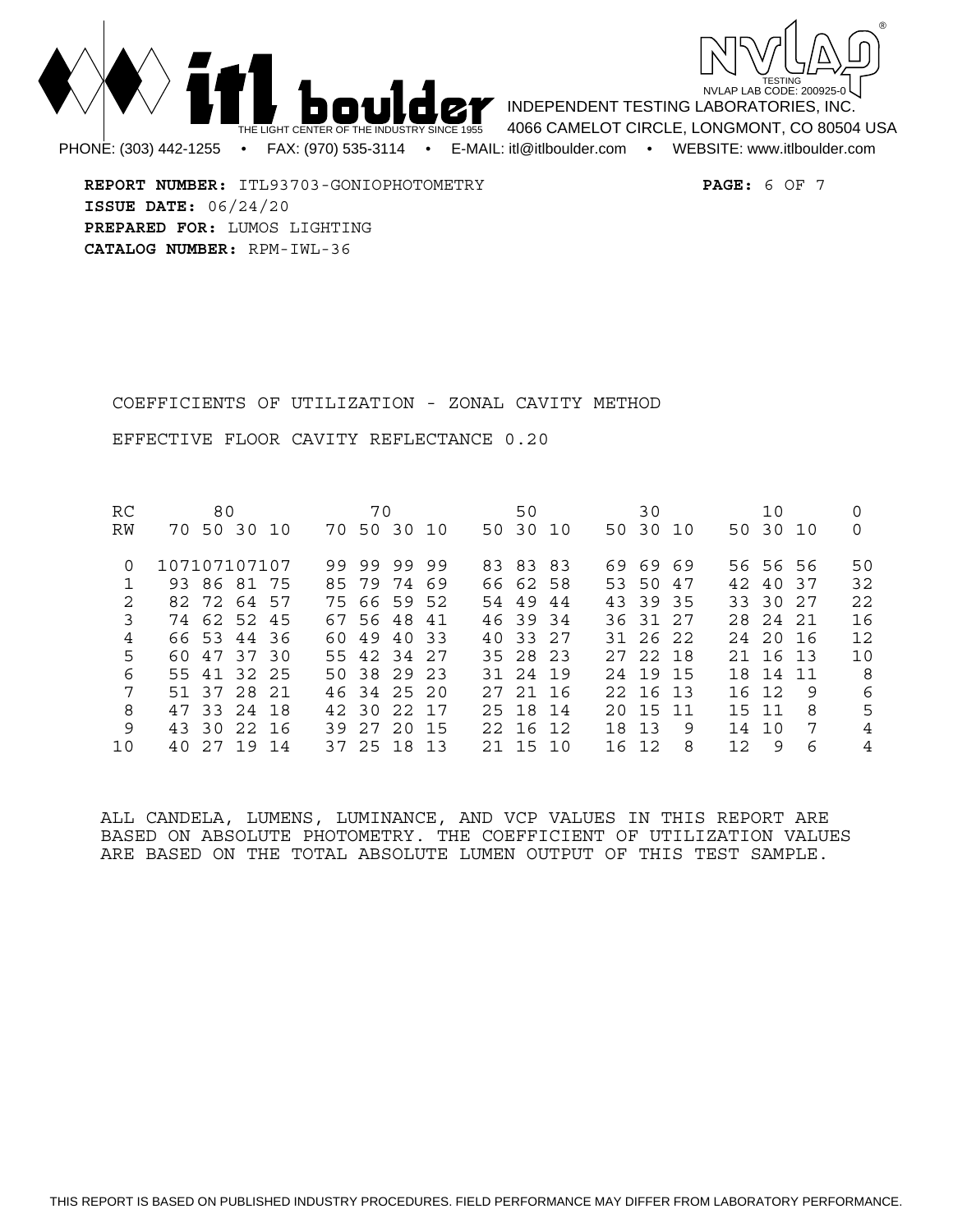**REPORT NUMBER:** ITL93703-GONIOPHOTOMETRY
**ISSUE DATE:** 06/24/20
**PREPARED FOR:** LUMOS LIGHTING
**CATALOG NUMBER:** RPM-IWL-36

COEFFICIENTS OF UTILIZATION - ZONAL CAVITY METHOD

EFFECTIVE FLOOR CAVITY REFLECTANCE 0.20

| RC | 80 | | | | 70 | | | | 50 | | | 30 | | | 10 | | | 0 |
|---|---|---|---|---|---|---|---|---|---|---|---|---|---|---|---|---|---|---|
| RW | 70 | 50 | 30 | 10 | 70 | 50 | 30 | 10 | 50 | 30 | 10 | 50 | 30 | 10 | 50 | 30 | 10 | 0 |
| 0 | 107 | 107 | 107 | 107 | 99 | 99 | 99 | 99 | 83 | 83 | 83 | 69 | 69 | 69 | 56 | 56 | 56 | 50 |
| 1 | 93 | 86 | 81 | 75 | 85 | 79 | 74 | 69 | 66 | 62 | 58 | 53 | 50 | 47 | 42 | 40 | 37 | 32 |
| 2 | 82 | 72 | 64 | 57 | 75 | 66 | 59 | 52 | 54 | 49 | 44 | 43 | 39 | 35 | 33 | 30 | 27 | 22 |
| 3 | 74 | 62 | 52 | 45 | 67 | 56 | 48 | 41 | 46 | 39 | 34 | 36 | 31 | 27 | 28 | 24 | 21 | 16 |
| 4 | 66 | 53 | 44 | 36 | 60 | 49 | 40 | 33 | 40 | 33 | 27 | 31 | 26 | 22 | 24 | 20 | 16 | 12 |
| 5 | 60 | 47 | 37 | 30 | 55 | 42 | 34 | 27 | 35 | 28 | 23 | 27 | 22 | 18 | 21 | 16 | 13 | 10 |
| 6 | 55 | 41 | 32 | 25 | 50 | 38 | 29 | 23 | 31 | 24 | 19 | 24 | 19 | 15 | 18 | 14 | 11 | 8 |
| 7 | 51 | 37 | 28 | 21 | 46 | 34 | 25 | 20 | 27 | 21 | 16 | 22 | 16 | 13 | 16 | 12 | 9 | 6 |
| 8 | 47 | 33 | 24 | 18 | 42 | 30 | 22 | 17 | 25 | 18 | 14 | 20 | 15 | 11 | 15 | 11 | 8 | 5 |
| 9 | 43 | 30 | 22 | 16 | 39 | 27 | 20 | 15 | 22 | 16 | 12 | 18 | 13 | 9 | 14 | 10 | 7 | 4 |
| 10 | 40 | 27 | 19 | 14 | 37 | 25 | 18 | 13 | 21 | 15 | 10 | 16 | 12 | 8 | 12 | 9 | 6 | 4 |

ALL CANDELA, LUMENS, LUMINANCE, AND VCP VALUES IN THIS REPORT ARE BASED ON ABSOLUTE PHOTOMETRY. THE COEFFICIENT OF UTILIZATION VALUES ARE BASED ON THE TOTAL ABSOLUTE LUMEN OUTPUT OF THIS TEST SAMPLE.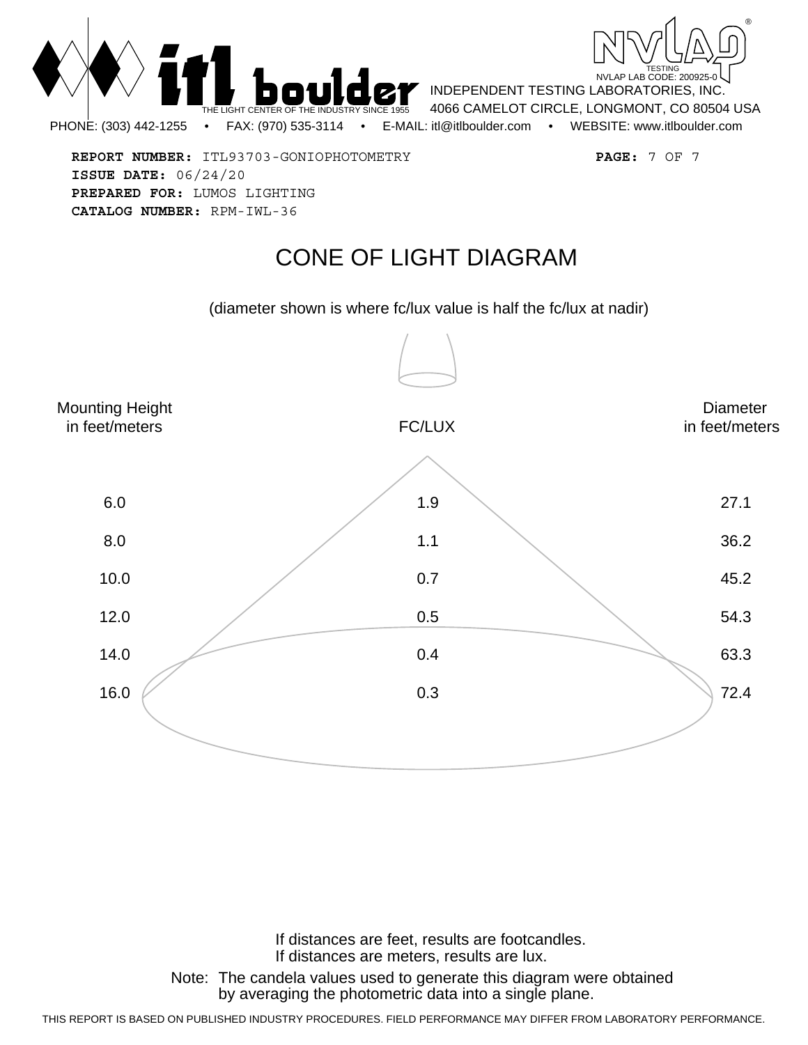**REPORT NUMBER:** ITL93703-GONIOPHOTOMETRY
**ISSUE DATE:** 06/24/20
**PREPARED FOR:** LUMOS LIGHTING
**CATALOG NUMBER:** RPM-IWL-36

# CONE OF LIGHT DIAGRAM

(diameter shown is where fc/lux value is half the fc/lux at nadir)

Mounting Height in feet/meters

FC/LUX

Diameter in feet/meters

6.0 1.9 27.1

8.0 1.1 36.2

10.0 0.7 45.2

12.0 0.5 54.3

14.0 0.4 63.3

16.0 0.3 72.4

If distances are feet, results are footcandles.
If distances are meters, results are lux.

Note: The candela values used to generate this diagram were obtained by averaging the photometric data into a single plane.